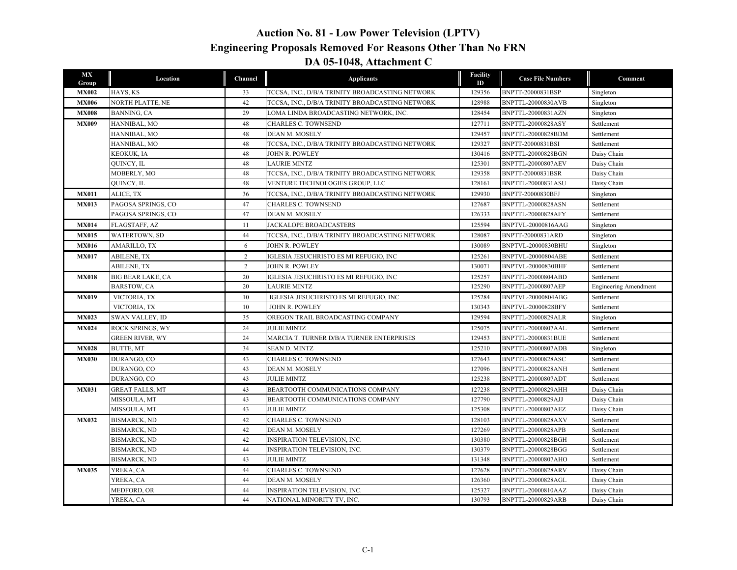# Auction No. 81 - Low Power Television (LPTV)
## Engineering Proposals Removed For Reasons Other Than No FRN
## DA 05-1048, Attachment C

| MX Group | Location | Channel | Applicants | Facility ID | Case File Numbers | Comment |
|---|---|---|---|---|---|---|
| **MX002** | HAYS, KS | 33 | TCCSA, INC., D/B/A TRINITY BROADCASTING NETWORK | 129356 | BNPTT-20000831BSP | Singleton |
| **MX006** | NORTH PLATTE, NE | 42 | TCCSA, INC., D/B/A TRINITY BROADCASTING NETWORK | 128988 | BNPTTL-20000830AVB | Singleton |
| **MX008** | BANNING, CA | 29 | LOMA LINDA BROADCASTING NETWORK, INC. | 128454 | BNPTTL-20000831AZN | Singleton |
| **MX009** | HANNIBAL, MO | 48 | CHARLES C. TOWNSEND | 127711 | BNPTTL-20000828ASY | Settlement |
| | HANNIBAL, MO | 48 | DEAN M. MOSELY | 129457 | BNPTTL-20000828BDM | Settlement |
| | HANNIBAL, MO | 48 | TCCSA, INC., D/B/A TRINITY BROADCASTING NETWORK | 129327 | BNPTT-20000831BSI | Settlement |
| | KEOKUK, IA | 48 | JOHN R. POWLEY | 130416 | BNPTTL-20000828BGN | Daisy Chain |
| | QUINCY, IL | 48 | LAURIE MINTZ | 125301 | BNPTTL-20000807AEV | Daisy Chain |
| | MOBERLY, MO | 48 | TCCSA, INC., D/B/A TRINITY BROADCASTING NETWORK | 129358 | BNPTT-20000831BSR | Daisy Chain |
| | QUINCY, IL | 48 | VENTURE TECHNOLOGIES GROUP, LLC | 128161 | BNPTTL-20000831ASU | Daisy Chain |
| **MX011** | ALICE, TX | 36 | TCCSA, INC., D/B/A TRINITY BROADCASTING NETWORK | 129930 | BNPTT-20000830BFJ | Singleton |
| **MX013** | PAGOSA SPRINGS, CO | 47 | CHARLES C. TOWNSEND | 127687 | BNPTTL-20000828ASN | Settlement |
| | PAGOSA SPRINGS, CO | 47 | DEAN M. MOSELY | 126333 | BNPTTL-20000828AFY | Settlement |
| **MX014** | FLAGSTAFF, AZ | 11 | JACKALOPE BROADCASTERS | 125594 | BNPTVL-20000816AAG | Singleton |
| **MX015** | WATERTOWN, SD | 44 | TCCSA, INC., D/B/A TRINITY BROADCASTING NETWORK | 128087 | BNPTT-20000831ARD | Singleton |
| **MX016** | AMARILLO, TX | 6 | JOHN R. POWLEY | 130089 | BNPTVL-20000830BHU | Singleton |
| **MX017** | ABILENE, TX | 2 | IGLESIA JESUCHRISTO ES MI REFUGIO, INC | 125261 | BNPTVL-20000804ABE | Settlement |
| | ABILENE, TX | 2 | JOHN R. POWLEY | 130071 | BNPTVL-20000830BHF | Settlement |
| **MX018** | BIG BEAR LAKE, CA | 20 | IGLESIA JESUCHRISTO ES MI REFUGIO, INC | 125257 | BNPTTL-20000804ABD | Settlement |
| | BARSTOW, CA | 20 | LAURIE MINTZ | 125290 | BNPTTL-20000807AEP | Engineering Amendment |
| **MX019** | VICTORIA, TX | 10 | IGLESIA JESUCHRISTO ES MI REFUGIO, INC | 125284 | BNPTVL-20000804ABG | Settlement |
| | VICTORIA, TX | 10 | JOHN R. POWLEY | 130343 | BNPTVL-20000828BFY | Settlement |
| **MX023** | SWAN VALLEY, ID | 35 | OREGON TRAIL BROADCASTING COMPANY | 129594 | BNPTTL-20000829ALR | Singleton |
| **MX024** | ROCK SPRINGS, WY | 24 | JULIE MINTZ | 125075 | BNPTTL-20000807AAL | Settlement |
| | GREEN RIVER, WY | 24 | MARCIA T. TURNER D/B/A TURNER ENTERPRISES | 129453 | BNPTTL-20000831BUE | Settlement |
| **MX028** | BUTTE, MT | 34 | SEAN D. MINTZ | 125210 | BNPTTL-20000807ADB | Singleton |
| **MX030** | DURANGO, CO | 43 | CHARLES C. TOWNSEND | 127643 | BNPTTL-20000828ASC | Settlement |
| | DURANGO, CO | 43 | DEAN M. MOSELY | 127096 | BNPTTL-20000828ANH | Settlement |
| | DURANGO, CO | 43 | JULIE MINTZ | 125238 | BNPTTL-20000807ADT | Settlement |
| **MX031** | GREAT FALLS, MT | 43 | BEARTOOTH COMMUNICATIONS COMPANY | 127238 | BNPTTL-20000829AHH | Daisy Chain |
| | MISSOULA, MT | 43 | BEARTOOTH COMMUNICATIONS COMPANY | 127790 | BNPTTL-20000829AJJ | Daisy Chain |
| | MISSOULA, MT | 43 | JULIE MINTZ | 125308 | BNPTTL-20000807AEZ | Daisy Chain |
| **MX032** | BISMARCK, ND | 42 | CHARLES C. TOWNSEND | 128103 | BNPTTL-20000828AXV | Settlement |
| | BISMARCK, ND | 42 | DEAN M. MOSELY | 127269 | BNPTTL-20000828APB | Settlement |
| | BISMARCK, ND | 42 | INSPIRATION TELEVISION, INC. | 130380 | BNPTTL-20000828BGH | Settlement |
| | BISMARCK, ND | 44 | INSPIRATION TELEVISION, INC. | 130379 | BNPTTL-20000828BGG | Settlement |
| | BISMARCK, ND | 43 | JULIE MINTZ | 131348 | BNPTTL-20000807AHO | Settlement |
| **MX035** | YREKA, CA | 44 | CHARLES C. TOWNSEND | 127628 | BNPTTL-20000828ARV | Daisy Chain |
| | YREKA, CA | 44 | DEAN M. MOSELY | 126360 | BNPTTL-20000828AGL | Daisy Chain |
| | MEDFORD, OR | 44 | INSPIRATION TELEVISION, INC. | 125327 | BNPTTL-20000810AAZ | Daisy Chain |
| | YREKA, CA | 44 | NATIONAL MINORITY TV, INC. | 130793 | BNPTTL-20000829ARB | Daisy Chain |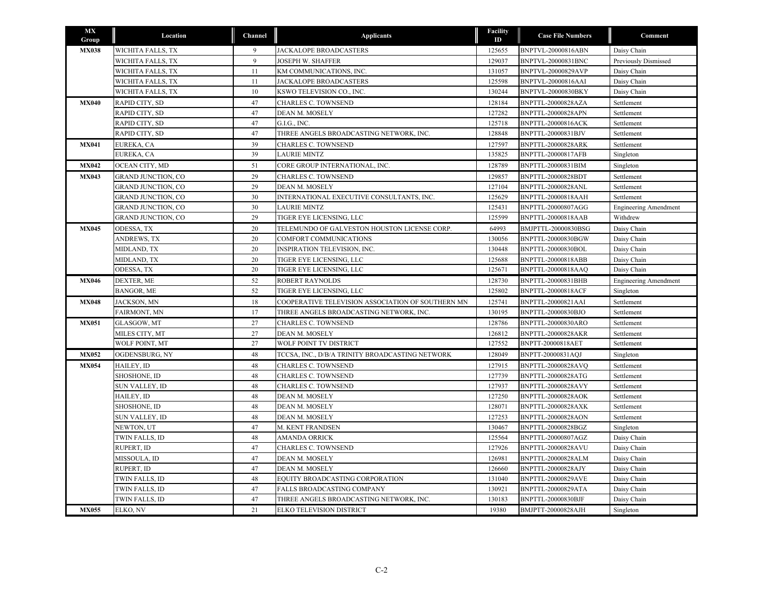| MX Group | Location | Channel | Applicants | Facility ID | Case File Numbers | Comment |
|---|---|---|---|---|---|---|
| **MX038** | WICHITA FALLS, TX | 9 | JACKALOPE BROADCASTERS | 125655 | BNPTVL-20000816ABN | Daisy Chain |
| | WICHITA FALLS, TX | 9 | JOSEPH W. SHAFFER | 129037 | BNPTVL-20000831BNC | Previously Dismissed |
| | WICHITA FALLS, TX | 11 | KM COMMUNICATIONS, INC. | 131057 | BNPTVL-20000829AVP | Daisy Chain |
| | WICHITA FALLS, TX | 11 | JACKALOPE BROADCASTERS | 125598 | BNPTVL-20000816AAI | Daisy Chain |
| | WICHITA FALLS, TX | 10 | KSWO TELEVISION CO., INC. | 130244 | BNPTVL-20000830BKY | Daisy Chain |
| **MX040** | RAPID CITY, SD | 47 | CHARLES C. TOWNSEND | 128184 | BNPTTL-20000828AZA | Settlement |
| | RAPID CITY, SD | 47 | DEAN M. MOSELY | 127282 | BNPTTL-20000828APN | Settlement |
| | RAPID CITY, SD | 47 | G.I.G., INC. | 125718 | BNPTTL-20000816ACK | Settlement |
| | RAPID CITY, SD | 47 | THREE ANGELS BROADCASTING NETWORK, INC. | 128848 | BNPTTL-20000831BJV | Settlement |
| **MX041** | EUREKA, CA | 39 | CHARLES C. TOWNSEND | 127597 | BNPTTL-20000828ARK | Settlement |
| | EUREKA, CA | 39 | LAURIE MINTZ | 135825 | BNPTTL-20000817AFB | Singleton |
| **MX042** | OCEAN CITY, MD | 51 | CORE GROUP INTERNATIONAL, INC. | 128789 | BNPTTL-20000831BIM | Singleton |
| **MX043** | GRAND JUNCTION, CO | 29 | CHARLES C. TOWNSEND | 129857 | BNPTTL-20000828BDT | Settlement |
| | GRAND JUNCTION, CO | 29 | DEAN M. MOSELY | 127104 | BNPTTL-20000828ANL | Settlement |
| | GRAND JUNCTION, CO | 30 | INTERNATIONAL EXECUTIVE CONSULTANTS, INC. | 125629 | BNPTTL-20000818AAH | Settlement |
| | GRAND JUNCTION, CO | 30 | LAURIE MINTZ | 125431 | BNPTTL-20000807AGG | Engineering Amendment |
| | GRAND JUNCTION, CO | 29 | TIGER EYE LICENSING, LLC | 125599 | BNPTTL-20000818AAB | Withdrew |
| **MX045** | ODESSA, TX | 20 | TELEMUNDO OF GALVESTON HOUSTON LICENSE CORP. | 64993 | BMJPTTL-20000830BSG | Daisy Chain |
| | ANDREWS, TX | 20 | COMFORT COMMUNICATIONS | 130056 | BNPTTL-20000830BGW | Daisy Chain |
| | MIDLAND, TX | 20 | INSPIRATION TELEVISION, INC. | 130448 | BNPTTL-20000830BOL | Daisy Chain |
| | MIDLAND, TX | 20 | TIGER EYE LICENSING, LLC | 125688 | BNPTTL-20000818ABB | Daisy Chain |
| | ODESSA, TX | 20 | TIGER EYE LICENSING, LLC | 125671 | BNPTTL-20000818AAQ | Daisy Chain |
| **MX046** | DEXTER, ME | 52 | ROBERT RAYNOLDS | 128730 | BNPTTL-20000831BHB | Engineering Amendment |
| | BANGOR, ME | 52 | TIGER EYE LICENSING, LLC | 125802 | BNPTTL-20000818ACF | Singleton |
| **MX048** | JACKSON, MN | 18 | COOPERATIVE TELEVISION ASSOCIATION OF SOUTHERN MN | 125741 | BNPTTL-20000821AAI | Settlement |
| | FAIRMONT, MN | 17 | THREE ANGELS BROADCASTING NETWORK, INC. | 130195 | BNPTTL-20000830BJO | Settlement |
| **MX051** | GLASGOW, MT | 27 | CHARLES C. TOWNSEND | 128786 | BNPTTL-20000830ARO | Settlement |
| | MILES CITY, MT | 27 | DEAN M. MOSELY | 126812 | BNPTTL-20000828AKR | Settlement |
| | WOLF POINT, MT | 27 | WOLF POINT TV DISTRICT | 127552 | BNPTT-20000818AET | Settlement |
| **MX052** | OGDENSBURG, NY | 48 | TCCSA, INC., D/B/A TRINITY BROADCASTING NETWORK | 128049 | BNPTT-20000831AQJ | Singleton |
| **MX054** | HAILEY, ID | 48 | CHARLES C. TOWNSEND | 127915 | BNPTTL-20000828AVQ | Settlement |
| | SHOSHONE, ID | 48 | CHARLES C. TOWNSEND | 127739 | BNPTTL-20000828ATG | Settlement |
| | SUN VALLEY, ID | 48 | CHARLES C. TOWNSEND | 127937 | BNPTTL-20000828AVY | Settlement |
| | HAILEY, ID | 48 | DEAN M. MOSELY | 127250 | BNPTTL-20000828AOK | Settlement |
| | SHOSHONE, ID | 48 | DEAN M. MOSELY | 128071 | BNPTTL-20000828AXK | Settlement |
| | SUN VALLEY, ID | 48 | DEAN M. MOSELY | 127253 | BNPTTL-20000828AON | Settlement |
| | NEWTON, UT | 47 | M. KENT FRANDSEN | 130467 | BNPTTL-20000828BGZ | Singleton |
| | TWIN FALLS, ID | 48 | AMANDA ORRICK | 125564 | BNPTTL-20000807AGZ | Daisy Chain |
| | RUPERT, ID | 47 | CHARLES C. TOWNSEND | 127926 | BNPTTL-20000828AVU | Daisy Chain |
| | MISSOULA, ID | 47 | DEAN M. MOSELY | 126981 | BNPTTL-20000828ALM | Daisy Chain |
| | RUPERT, ID | 47 | DEAN M. MOSELY | 126660 | BNPTTL-20000828AJY | Daisy Chain |
| | TWIN FALLS, ID | 48 | EQUITY BROADCASTING CORPORATION | 131040 | BNPTTL-20000829AVE | Daisy Chain |
| | TWIN FALLS, ID | 47 | FALLS BROADCASTING COMPANY | 130921 | BNPTTL-20000829ATA | Daisy Chain |
| | TWIN FALLS, ID | 47 | THREE ANGELS BROADCASTING NETWORK, INC. | 130183 | BNPTTL-20000830BJF | Daisy Chain |
| **MX055** | ELKO, NV | 21 | ELKO TELEVISION DISTRICT | 19380 | BMJPTT-20000828AJH | Singleton |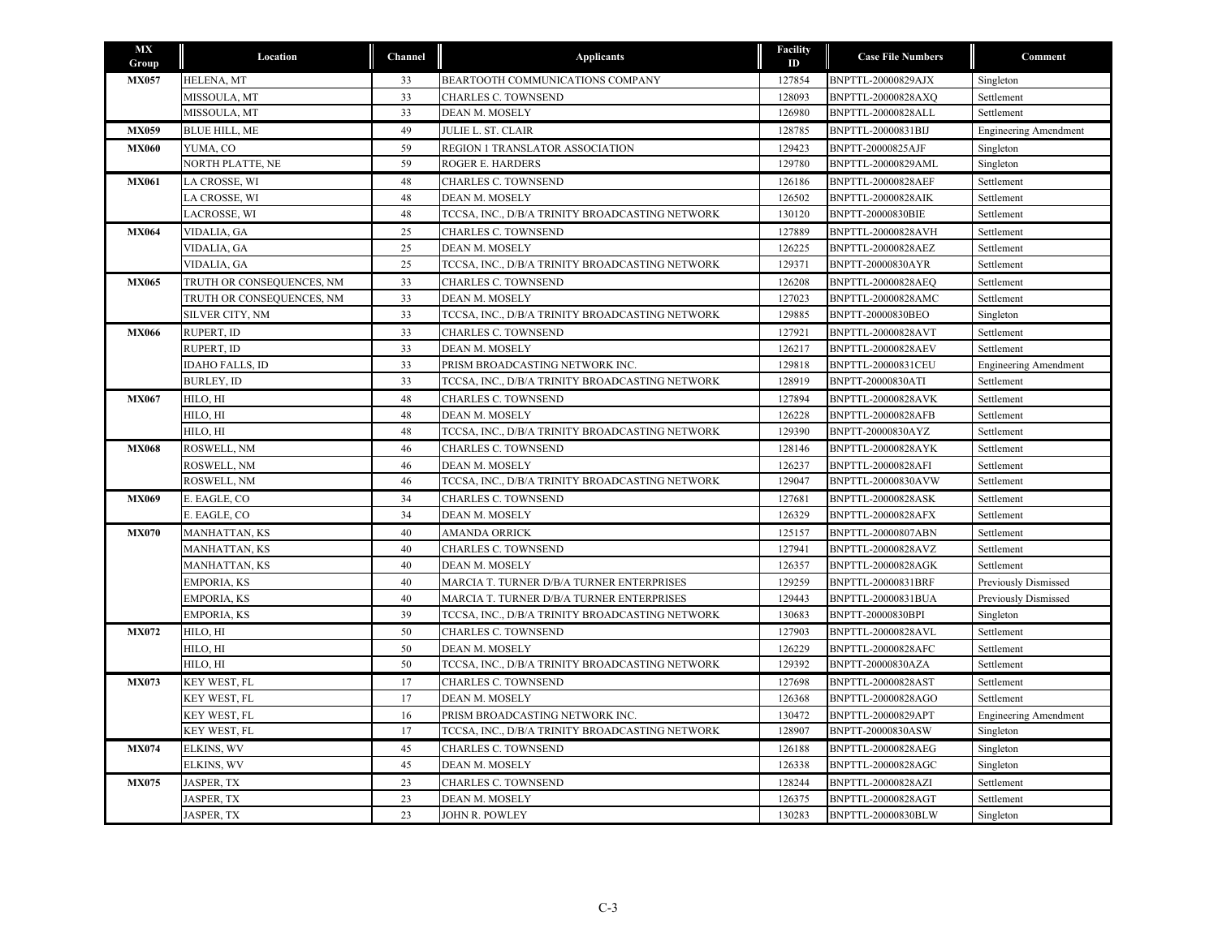| MX Group | Location | Channel | Applicants | Facility ID | Case File Numbers | Comment |
|---|---|---|---|---|---|---|
| MX057 | HELENA, MT | 33 | BEARTOOTH COMMUNICATIONS COMPANY | 127854 | BNPTTL-20000829AJX | Singleton |
| | MISSOULA, MT | 33 | CHARLES C. TOWNSEND | 128093 | BNPTTL-20000828AXQ | Settlement |
| | MISSOULA, MT | 33 | DEAN M. MOSELY | 126980 | BNPTTL-20000828ALL | Settlement |
| MX059 | BLUE HILL, ME | 49 | JULIE L. ST. CLAIR | 128785 | BNPTTL-20000831BIJ | Engineering Amendment |
| MX060 | YUMA, CO | 59 | REGION 1 TRANSLATOR ASSOCIATION | 129423 | BNPTT-20000825AJF | Singleton |
| | NORTH PLATTE, NE | 59 | ROGER E. HARDERS | 129780 | BNPTTL-20000829AML | Singleton |
| MX061 | LA CROSSE, WI | 48 | CHARLES C. TOWNSEND | 126186 | BNPTTL-20000828AEF | Settlement |
| | LA CROSSE, WI | 48 | DEAN M. MOSELY | 126502 | BNPTTL-20000828AIK | Settlement |
| | LACROSSE, WI | 48 | TCCSA, INC., D/B/A TRINITY BROADCASTING NETWORK | 130120 | BNPTT-20000830BIE | Settlement |
| MX064 | VIDALIA, GA | 25 | CHARLES C. TOWNSEND | 127889 | BNPTTL-20000828AVH | Settlement |
| | VIDALIA, GA | 25 | DEAN M. MOSELY | 126225 | BNPTTL-20000828AEZ | Settlement |
| | VIDALIA, GA | 25 | TCCSA, INC., D/B/A TRINITY BROADCASTING NETWORK | 129371 | BNPTT-20000830AYR | Settlement |
| MX065 | TRUTH OR CONSEQUENCES, NM | 33 | CHARLES C. TOWNSEND | 126208 | BNPTTL-20000828AEQ | Settlement |
| | TRUTH OR CONSEQUENCES, NM | 33 | DEAN M. MOSELY | 127023 | BNPTTL-20000828AMC | Settlement |
| | SILVER CITY, NM | 33 | TCCSA, INC., D/B/A TRINITY BROADCASTING NETWORK | 129885 | BNPTT-20000830BEO | Singleton |
| MX066 | RUPERT, ID | 33 | CHARLES C. TOWNSEND | 127921 | BNPTTL-20000828AVT | Settlement |
| | RUPERT, ID | 33 | DEAN M. MOSELY | 126217 | BNPTTL-20000828AEV | Settlement |
| | IDAHO FALLS, ID | 33 | PRISM BROADCASTING NETWORK INC. | 129818 | BNPTTL-20000831CEU | Engineering Amendment |
| | BURLEY, ID | 33 | TCCSA, INC., D/B/A TRINITY BROADCASTING NETWORK | 128919 | BNPTT-20000830ATI | Settlement |
| MX067 | HILO, HI | 48 | CHARLES C. TOWNSEND | 127894 | BNPTTL-20000828AVK | Settlement |
| | HILO, HI | 48 | DEAN M. MOSELY | 126228 | BNPTTL-20000828AFB | Settlement |
| | HILO, HI | 48 | TCCSA, INC., D/B/A TRINITY BROADCASTING NETWORK | 129390 | BNPTT-20000830AYZ | Settlement |
| MX068 | ROSWELL, NM | 46 | CHARLES C. TOWNSEND | 128146 | BNPTTL-20000828AYK | Settlement |
| | ROSWELL, NM | 46 | DEAN M. MOSELY | 126237 | BNPTTL-20000828AFI | Settlement |
| | ROSWELL, NM | 46 | TCCSA, INC., D/B/A TRINITY BROADCASTING NETWORK | 129047 | BNPTTL-20000830AVW | Settlement |
| MX069 | E. EAGLE, CO | 34 | CHARLES C. TOWNSEND | 127681 | BNPTTL-20000828ASK | Settlement |
| | E. EAGLE, CO | 34 | DEAN M. MOSELY | 126329 | BNPTTL-20000828AFX | Settlement |
| MX070 | MANHATTAN, KS | 40 | AMANDA ORRICK | 125157 | BNPTTL-20000807ABN | Settlement |
| | MANHATTAN, KS | 40 | CHARLES C. TOWNSEND | 127941 | BNPTTL-20000828AVZ | Settlement |
| | MANHATTAN, KS | 40 | DEAN M. MOSELY | 126357 | BNPTTL-20000828AGK | Settlement |
| | EMPORIA, KS | 40 | MARCIA T. TURNER D/B/A TURNER ENTERPRISES | 129259 | BNPTTL-20000831BRF | Previously Dismissed |
| | EMPORIA, KS | 40 | MARCIA T. TURNER D/B/A TURNER ENTERPRISES | 129443 | BNPTTL-20000831BUA | Previously Dismissed |
| | EMPORIA, KS | 39 | TCCSA, INC., D/B/A TRINITY BROADCASTING NETWORK | 130683 | BNPTT-20000830BPI | Singleton |
| MX072 | HILO, HI | 50 | CHARLES C. TOWNSEND | 127903 | BNPTTL-20000828AVL | Settlement |
| | HILO, HI | 50 | DEAN M. MOSELY | 126229 | BNPTTL-20000828AFC | Settlement |
| | HILO, HI | 50 | TCCSA, INC., D/B/A TRINITY BROADCASTING NETWORK | 129392 | BNPTT-20000830AZA | Settlement |
| MX073 | KEY WEST, FL | 17 | CHARLES C. TOWNSEND | 127698 | BNPTTL-20000828AST | Settlement |
| | KEY WEST, FL | 17 | DEAN M. MOSELY | 126368 | BNPTTL-20000828AGO | Settlement |
| | KEY WEST, FL | 16 | PRISM BROADCASTING NETWORK INC. | 130472 | BNPTTL-20000829APT | Engineering Amendment |
| | KEY WEST, FL | 17 | TCCSA, INC., D/B/A TRINITY BROADCASTING NETWORK | 128907 | BNPTT-20000830ASW | Singleton |
| MX074 | ELKINS, WV | 45 | CHARLES C. TOWNSEND | 126188 | BNPTTL-20000828AEG | Singleton |
| | ELKINS, WV | 45 | DEAN M. MOSELY | 126338 | BNPTTL-20000828AGC | Singleton |
| MX075 | JASPER, TX | 23 | CHARLES C. TOWNSEND | 128244 | BNPTTL-20000828AZI | Settlement |
| | JASPER, TX | 23 | DEAN M. MOSELY | 126375 | BNPTTL-20000828AGT | Settlement |
| | JASPER, TX | 23 | JOHN R. POWLEY | 130283 | BNPTTL-20000830BLW | Singleton |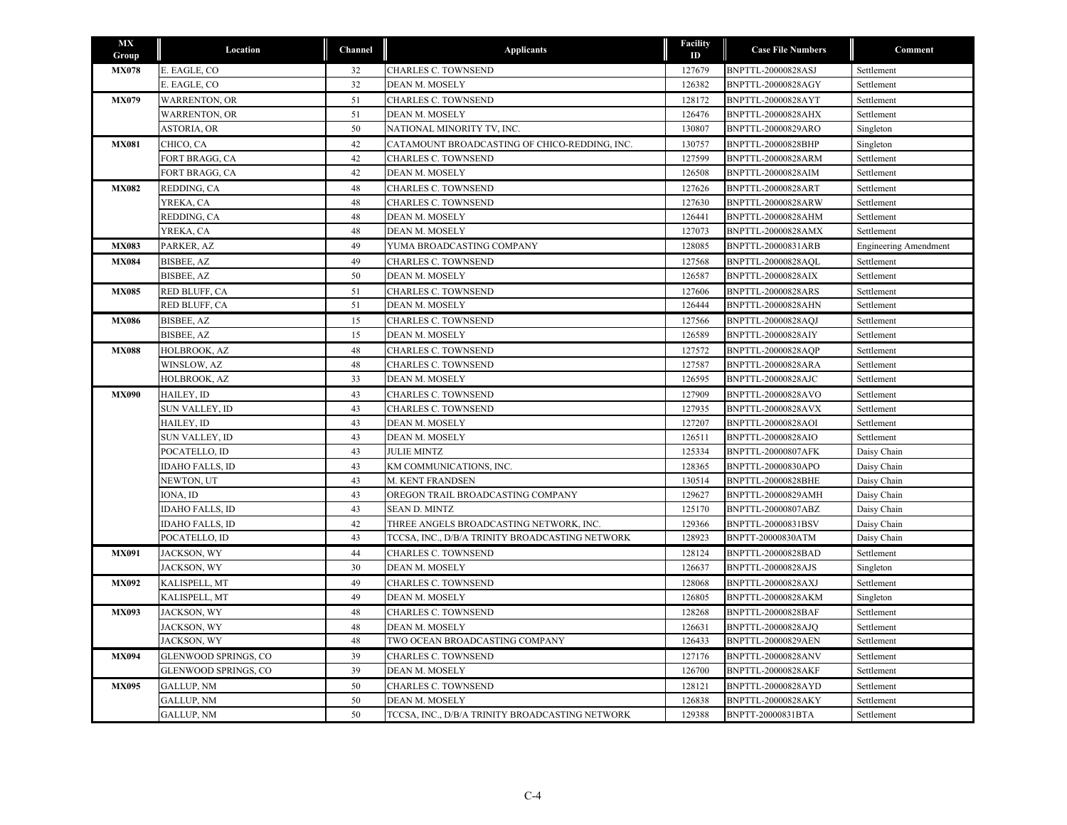| MX Group | Location | Channel | Applicants | Facility ID | Case File Numbers | Comment |
|---|---|---|---|---|---|---|
| MX078 | E. EAGLE, CO | 32 | CHARLES C. TOWNSEND | 127679 | BNPTTL-20000828ASJ | Settlement |
| | E. EAGLE, CO | 32 | DEAN M. MOSELY | 126382 | BNPTTL-20000828AGY | Settlement |
| MX079 | WARRENTON, OR | 51 | CHARLES C. TOWNSEND | 128172 | BNPTTL-20000828AYT | Settlement |
| | WARRENTON, OR | 51 | DEAN M. MOSELY | 126476 | BNPTTL-20000828AHX | Settlement |
| | ASTORIA, OR | 50 | NATIONAL MINORITY TV, INC. | 130807 | BNPTTL-20000829ARO | Singleton |
| MX081 | CHICO, CA | 42 | CATAMOUNT BROADCASTING OF CHICO-REDDING, INC. | 130757 | BNPTTL-20000828BHP | Singleton |
| | FORT BRAGG, CA | 42 | CHARLES C. TOWNSEND | 127599 | BNPTTL-20000828ARM | Settlement |
| | FORT BRAGG, CA | 42 | DEAN M. MOSELY | 126508 | BNPTTL-20000828AIM | Settlement |
| MX082 | REDDING, CA | 48 | CHARLES C. TOWNSEND | 127626 | BNPTTL-20000828ART | Settlement |
| | YREKA, CA | 48 | CHARLES C. TOWNSEND | 127630 | BNPTTL-20000828ARW | Settlement |
| | REDDING, CA | 48 | DEAN M. MOSELY | 126441 | BNPTTL-20000828AHM | Settlement |
| | YREKA, CA | 48 | DEAN M. MOSELY | 127073 | BNPTTL-20000828AMX | Settlement |
| MX083 | PARKER, AZ | 49 | YUMA BROADCASTING COMPANY | 128085 | BNPTTL-20000831ARB | Engineering Amendment |
| MX084 | BISBEE, AZ | 49 | CHARLES C. TOWNSEND | 127568 | BNPTTL-20000828AQL | Settlement |
| | BISBEE, AZ | 50 | DEAN M. MOSELY | 126587 | BNPTTL-20000828AIX | Settlement |
| MX085 | RED BLUFF, CA | 51 | CHARLES C. TOWNSEND | 127606 | BNPTTL-20000828ARS | Settlement |
| | RED BLUFF, CA | 51 | DEAN M. MOSELY | 126444 | BNPTTL-20000828AHN | Settlement |
| MX086 | BISBEE, AZ | 15 | CHARLES C. TOWNSEND | 127566 | BNPTTL-20000828AQJ | Settlement |
| | BISBEE, AZ | 15 | DEAN M. MOSELY | 126589 | BNPTTL-20000828AIY | Settlement |
| MX088 | HOLBROOK, AZ | 48 | CHARLES C. TOWNSEND | 127572 | BNPTTL-20000828AQP | Settlement |
| | WINSLOW, AZ | 48 | CHARLES C. TOWNSEND | 127587 | BNPTTL-20000828ARA | Settlement |
| | HOLBROOK, AZ | 33 | DEAN M. MOSELY | 126595 | BNPTTL-20000828AJC | Settlement |
| MX090 | HAILEY, ID | 43 | CHARLES C. TOWNSEND | 127909 | BNPTTL-20000828AVO | Settlement |
| | SUN VALLEY, ID | 43 | CHARLES C. TOWNSEND | 127935 | BNPTTL-20000828AVX | Settlement |
| | HAILEY, ID | 43 | DEAN M. MOSELY | 127207 | BNPTTL-20000828AOI | Settlement |
| | SUN VALLEY, ID | 43 | DEAN M. MOSELY | 126511 | BNPTTL-20000828AIO | Settlement |
| | POCATELLO, ID | 43 | JULIE MINTZ | 125334 | BNPTTL-20000807AFK | Daisy Chain |
| | IDAHO FALLS, ID | 43 | KM COMMUNICATIONS, INC. | 128365 | BNPTTL-20000830APO | Daisy Chain |
| | NEWTON, UT | 43 | M. KENT FRANDSEN | 130514 | BNPTTL-20000828BHE | Daisy Chain |
| | IONA, ID | 43 | OREGON TRAIL BROADCASTING COMPANY | 129627 | BNPTTL-20000829AMH | Daisy Chain |
| | IDAHO FALLS, ID | 43 | SEAN D. MINTZ | 125170 | BNPTTL-20000807ABZ | Daisy Chain |
| | IDAHO FALLS, ID | 42 | THREE ANGELS BROADCASTING NETWORK, INC. | 129366 | BNPTTL-20000831BSV | Daisy Chain |
| | POCATELLO, ID | 43 | TCCSA, INC., D/B/A TRINITY BROADCASTING NETWORK | 128923 | BNPTT-20000830ATM | Daisy Chain |
| MX091 | JACKSON, WY | 44 | CHARLES C. TOWNSEND | 128124 | BNPTTL-20000828BAD | Settlement |
| | JACKSON, WY | 30 | DEAN M. MOSELY | 126637 | BNPTTL-20000828AJS | Singleton |
| MX092 | KALISPELL, MT | 49 | CHARLES C. TOWNSEND | 128068 | BNPTTL-20000828AXJ | Settlement |
| | KALISPELL, MT | 49 | DEAN M. MOSELY | 126805 | BNPTTL-20000828AKM | Singleton |
| MX093 | JACKSON, WY | 48 | CHARLES C. TOWNSEND | 128268 | BNPTTL-20000828BAF | Settlement |
| | JACKSON, WY | 48 | DEAN M. MOSELY | 126631 | BNPTTL-20000828AJQ | Settlement |
| | JACKSON, WY | 48 | TWO OCEAN BROADCASTING COMPANY | 126433 | BNPTTL-20000829AEN | Settlement |
| MX094 | GLENWOOD SPRINGS, CO | 39 | CHARLES C. TOWNSEND | 127176 | BNPTTL-20000828ANV | Settlement |
| | GLENWOOD SPRINGS, CO | 39 | DEAN M. MOSELY | 126700 | BNPTTL-20000828AKF | Settlement |
| MX095 | GALLUP, NM | 50 | CHARLES C. TOWNSEND | 128121 | BNPTTL-20000828AYD | Settlement |
| | GALLUP, NM | 50 | DEAN M. MOSELY | 126838 | BNPTTL-20000828AKY | Settlement |
| | GALLUP, NM | 50 | TCCSA, INC., D/B/A TRINITY BROADCASTING NETWORK | 129388 | BNPTT-20000831BTA | Settlement |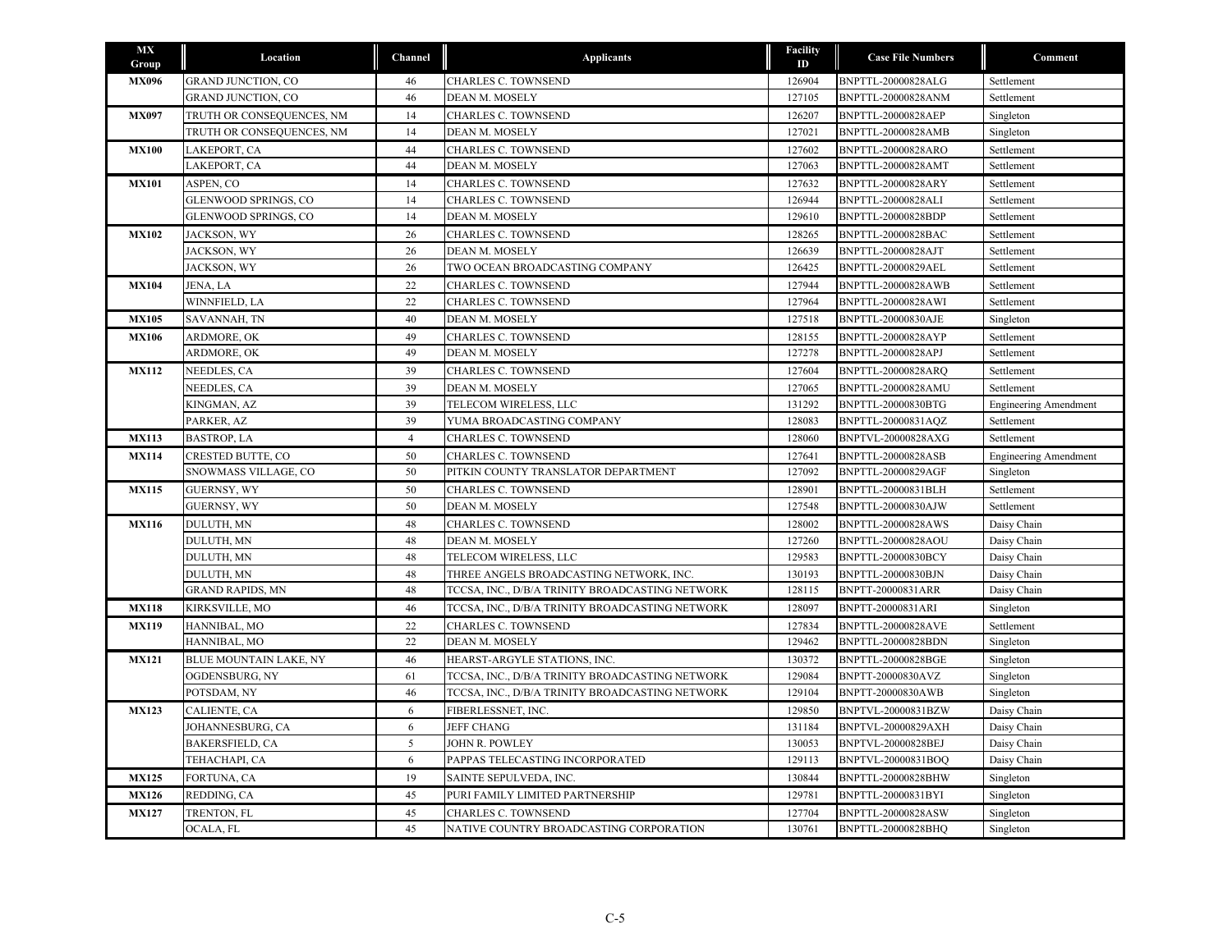| MX Group | Location | Channel | Applicants | Facility ID | Case File Numbers | Comment |
|---|---|---|---|---|---|---|
| MX096 | GRAND JUNCTION, CO | 46 | CHARLES C. TOWNSEND | 126904 | BNPTTL-20000828ALG | Settlement |
| | GRAND JUNCTION, CO | 46 | DEAN M. MOSELY | 127105 | BNPTTL-20000828ANM | Settlement |
| MX097 | TRUTH OR CONSEQUENCES, NM | 14 | CHARLES C. TOWNSEND | 126207 | BNPTTL-20000828AEP | Singleton |
| | TRUTH OR CONSEQUENCES, NM | 14 | DEAN M. MOSELY | 127021 | BNPTTL-20000828AMB | Singleton |
| MX100 | LAKEPORT, CA | 44 | CHARLES C. TOWNSEND | 127602 | BNPTTL-20000828ARO | Settlement |
| | LAKEPORT, CA | 44 | DEAN M. MOSELY | 127063 | BNPTTL-20000828AMT | Settlement |
| MX101 | ASPEN, CO | 14 | CHARLES C. TOWNSEND | 127632 | BNPTTL-20000828ARY | Settlement |
| | GLENWOOD SPRINGS, CO | 14 | CHARLES C. TOWNSEND | 126944 | BNPTTL-20000828ALI | Settlement |
| | GLENWOOD SPRINGS, CO | 14 | DEAN M. MOSELY | 129610 | BNPTTL-20000828BDP | Settlement |
| MX102 | JACKSON, WY | 26 | CHARLES C. TOWNSEND | 128265 | BNPTTL-20000828BAC | Settlement |
| | JACKSON, WY | 26 | DEAN M. MOSELY | 126639 | BNPTTL-20000828AJT | Settlement |
| | JACKSON, WY | 26 | TWO OCEAN BROADCASTING COMPANY | 126425 | BNPTTL-20000829AEL | Settlement |
| MX104 | JENA, LA | 22 | CHARLES C. TOWNSEND | 127944 | BNPTTL-20000828AWB | Settlement |
| | WINNFIELD, LA | 22 | CHARLES C. TOWNSEND | 127964 | BNPTTL-20000828AWI | Settlement |
| MX105 | SAVANNAH, TN | 40 | DEAN M. MOSELY | 127518 | BNPTTL-20000830AJE | Singleton |
| MX106 | ARDMORE, OK | 49 | CHARLES C. TOWNSEND | 128155 | BNPTTL-20000828AYP | Settlement |
| | ARDMORE, OK | 49 | DEAN M. MOSELY | 127278 | BNPTTL-20000828APJ | Settlement |
| MX112 | NEEDLES, CA | 39 | CHARLES C. TOWNSEND | 127604 | BNPTTL-20000828ARQ | Settlement |
| | NEEDLES, CA | 39 | DEAN M. MOSELY | 127065 | BNPTTL-20000828AMU | Settlement |
| | KINGMAN, AZ | 39 | TELECOM WIRELESS, LLC | 131292 | BNPTTL-20000830BTG | Engineering Amendment |
| | PARKER, AZ | 39 | YUMA BROADCASTING COMPANY | 128083 | BNPTTL-20000831AQZ | Settlement |
| MX113 | BASTROP, LA | 4 | CHARLES C. TOWNSEND | 128060 | BNPTVL-20000828AXG | Settlement |
| MX114 | CRESTED BUTTE, CO | 50 | CHARLES C. TOWNSEND | 127641 | BNPTTL-20000828ASB | Engineering Amendment |
| | SNOWMASS VILLAGE, CO | 50 | PITKIN COUNTY TRANSLATOR DEPARTMENT | 127092 | BNPTTL-20000829AGF | Singleton |
| MX115 | GUERNSY, WY | 50 | CHARLES C. TOWNSEND | 128901 | BNPTTL-20000831BLH | Settlement |
| | GUERNSY, WY | 50 | DEAN M. MOSELY | 127548 | BNPTTL-20000830AJW | Settlement |
| MX116 | DULUTH, MN | 48 | CHARLES C. TOWNSEND | 128002 | BNPTTL-20000828AWS | Daisy Chain |
| | DULUTH, MN | 48 | DEAN M. MOSELY | 127260 | BNPTTL-20000828AOU | Daisy Chain |
| | DULUTH, MN | 48 | TELECOM WIRELESS, LLC | 129583 | BNPTTL-20000830BCY | Daisy Chain |
| | DULUTH, MN | 48 | THREE ANGELS BROADCASTING NETWORK, INC. | 130193 | BNPTTL-20000830BJN | Daisy Chain |
| | GRAND RAPIDS, MN | 48 | TCCSA, INC., D/B/A TRINITY BROADCASTING NETWORK | 128115 | BNPTT-20000831ARR | Daisy Chain |
| MX118 | KIRKSVILLE, MO | 46 | TCCSA, INC., D/B/A TRINITY BROADCASTING NETWORK | 128097 | BNPTT-20000831ARI | Singleton |
| MX119 | HANNIBAL, MO | 22 | CHARLES C. TOWNSEND | 127834 | BNPTTL-20000828AVE | Settlement |
| | HANNIBAL, MO | 22 | DEAN M. MOSELY | 129462 | BNPTTL-20000828BDN | Singleton |
| MX121 | BLUE MOUNTAIN LAKE, NY | 46 | HEARST-ARGYLE STATIONS, INC. | 130372 | BNPTTL-20000828BGE | Singleton |
| | OGDENSBURG, NY | 61 | TCCSA, INC., D/B/A TRINITY BROADCASTING NETWORK | 129084 | BNPTT-20000830AVZ | Singleton |
| | POTSDAM, NY | 46 | TCCSA, INC., D/B/A TRINITY BROADCASTING NETWORK | 129104 | BNPTT-20000830AWB | Singleton |
| MX123 | CALIENTE, CA | 6 | FIBERLESSNET, INC. | 129850 | BNPTVL-20000831BZW | Daisy Chain |
| | JOHANNESBURG, CA | 6 | JEFF CHANG | 131184 | BNPTVL-20000829AXH | Daisy Chain |
| | BAKERSFIELD, CA | 5 | JOHN R. POWLEY | 130053 | BNPTVL-20000828BEJ | Daisy Chain |
| | TEHACHAPI, CA | 6 | PAPPAS TELECASTING INCORPORATED | 129113 | BNPTVL-20000831BOQ | Daisy Chain |
| MX125 | FORTUNA, CA | 19 | SAINTE SEPULVEDA, INC. | 130844 | BNPTTL-20000828BHW | Singleton |
| MX126 | REDDING, CA | 45 | PURI FAMILY LIMITED PARTNERSHIP | 129781 | BNPTTL-20000831BYI | Singleton |
| MX127 | TRENTON, FL | 45 | CHARLES C. TOWNSEND | 127704 | BNPTTL-20000828ASW | Singleton |
| | OCALA, FL | 45 | NATIVE COUNTRY BROADCASTING CORPORATION | 130761 | BNPTTL-20000828BHQ | Singleton |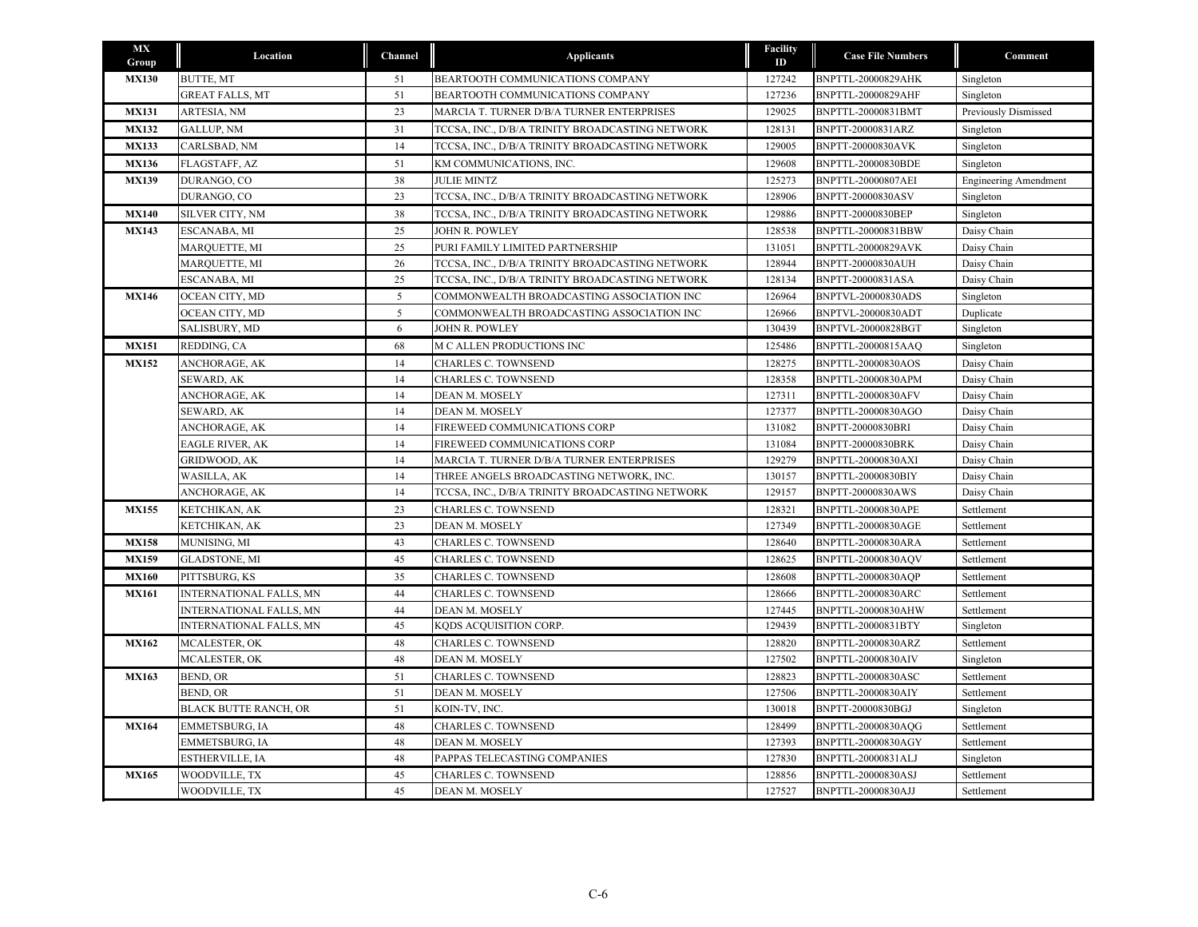| MX Group | Location | Channel | Applicants | Facility ID | Case File Numbers | Comment |
|---|---|---|---|---|---|---|
| **MX130** | BUTTE, MT | 51 | BEARTOOTH COMMUNICATIONS COMPANY | 127242 | BNPTTL-20000829AHK | Singleton |
| | GREAT FALLS, MT | 51 | BEARTOOTH COMMUNICATIONS COMPANY | 127236 | BNPTTL-20000829AHF | Singleton |
| **MX131** | ARTESIA, NM | 23 | MARCIA T. TURNER D/B/A TURNER ENTERPRISES | 129025 | BNPTTL-20000831BMT | Previously Dismissed |
| **MX132** | GALLUP, NM | 31 | TCCSA, INC., D/B/A TRINITY BROADCASTING NETWORK | 128131 | BNPTT-20000831ARZ | Singleton |
| **MX133** | CARLSBAD, NM | 14 | TCCSA, INC., D/B/A TRINITY BROADCASTING NETWORK | 129005 | BNPTT-20000830AVK | Singleton |
| **MX136** | FLAGSTAFF, AZ | 51 | KM COMMUNICATIONS, INC. | 129608 | BNPTTL-20000830BDE | Singleton |
| **MX139** | DURANGO, CO | 38 | JULIE MINTZ | 125273 | BNPTTL-20000807AEI | Engineering Amendment |
| | DURANGO, CO | 23 | TCCSA, INC., D/B/A TRINITY BROADCASTING NETWORK | 128906 | BNPTT-20000830ASV | Singleton |
| **MX140** | SILVER CITY, NM | 38 | TCCSA, INC., D/B/A TRINITY BROADCASTING NETWORK | 129886 | BNPTT-20000830BEP | Singleton |
| **MX143** | ESCANABA, MI | 25 | JOHN R. POWLEY | 128538 | BNPTTL-20000831BBW | Daisy Chain |
| | MARQUETTE, MI | 25 | PURI FAMILY LIMITED PARTNERSHIP | 131051 | BNPTTL-20000829AVK | Daisy Chain |
| | MARQUETTE, MI | 26 | TCCSA, INC., D/B/A TRINITY BROADCASTING NETWORK | 128944 | BNPTT-20000830AUH | Daisy Chain |
| | ESCANABA, MI | 25 | TCCSA, INC., D/B/A TRINITY BROADCASTING NETWORK | 128134 | BNPTT-20000831ASA | Daisy Chain |
| **MX146** | OCEAN CITY, MD | 5 | COMMONWEALTH BROADCASTING ASSOCIATION INC | 126964 | BNPTVL-20000830ADS | Singleton |
| | OCEAN CITY, MD | 5 | COMMONWEALTH BROADCASTING ASSOCIATION INC | 126966 | BNPTVL-20000830ADT | Duplicate |
| | SALISBURY, MD | 6 | JOHN R. POWLEY | 130439 | BNPTVL-20000828BGT | Singleton |
| **MX151** | REDDING, CA | 68 | M C ALLEN PRODUCTIONS INC | 125486 | BNPTTL-20000815AAQ | Singleton |
| **MX152** | ANCHORAGE, AK | 14 | CHARLES C. TOWNSEND | 128275 | BNPTTL-20000830AOS | Daisy Chain |
| | SEWARD, AK | 14 | CHARLES C. TOWNSEND | 128358 | BNPTTL-20000830APM | Daisy Chain |
| | ANCHORAGE, AK | 14 | DEAN M. MOSELY | 127311 | BNPTTL-20000830AFV | Daisy Chain |
| | SEWARD, AK | 14 | DEAN M. MOSELY | 127377 | BNPTTL-20000830AGO | Daisy Chain |
| | ANCHORAGE, AK | 14 | FIREWEED COMMUNICATIONS CORP | 131082 | BNPTT-20000830BRI | Daisy Chain |
| | EAGLE RIVER, AK | 14 | FIREWEED COMMUNICATIONS CORP | 131084 | BNPTT-20000830BRK | Daisy Chain |
| | GRIDWOOD, AK | 14 | MARCIA T. TURNER D/B/A TURNER ENTERPRISES | 129279 | BNPTTL-20000830AXI | Daisy Chain |
| | WASILLA, AK | 14 | THREE ANGELS BROADCASTING NETWORK, INC. | 130157 | BNPTTL-20000830BIY | Daisy Chain |
| | ANCHORAGE, AK | 14 | TCCSA, INC., D/B/A TRINITY BROADCASTING NETWORK | 129157 | BNPTT-20000830AWS | Daisy Chain |
| **MX155** | KETCHIKAN, AK | 23 | CHARLES C. TOWNSEND | 128321 | BNPTTL-20000830APE | Settlement |
| | KETCHIKAN, AK | 23 | DEAN M. MOSELY | 127349 | BNPTTL-20000830AGE | Settlement |
| **MX158** | MUNISING, MI | 43 | CHARLES C. TOWNSEND | 128640 | BNPTTL-20000830ARA | Settlement |
| **MX159** | GLADSTONE, MI | 45 | CHARLES C. TOWNSEND | 128625 | BNPTTL-20000830AQV | Settlement |
| **MX160** | PITTSBURG, KS | 35 | CHARLES C. TOWNSEND | 128608 | BNPTTL-20000830AQP | Settlement |
| **MX161** | INTERNATIONAL FALLS, MN | 44 | CHARLES C. TOWNSEND | 128666 | BNPTTL-20000830ARC | Settlement |
| | INTERNATIONAL FALLS, MN | 44 | DEAN M. MOSELY | 127445 | BNPTTL-20000830AHW | Settlement |
| | INTERNATIONAL FALLS, MN | 45 | KQDS ACQUISITION CORP. | 129439 | BNPTTL-20000831BTY | Singleton |
| **MX162** | MCALESTER, OK | 48 | CHARLES C. TOWNSEND | 128820 | BNPTTL-20000830ARZ | Settlement |
| | MCALESTER, OK | 48 | DEAN M. MOSELY | 127502 | BNPTTL-20000830AIV | Singleton |
| **MX163** | BEND, OR | 51 | CHARLES C. TOWNSEND | 128823 | BNPTTL-20000830ASC | Settlement |
| | BEND, OR | 51 | DEAN M. MOSELY | 127506 | BNPTTL-20000830AIY | Settlement |
| | BLACK BUTTE RANCH, OR | 51 | KOIN-TV, INC. | 130018 | BNPTT-20000830BGJ | Singleton |
| **MX164** | EMMETSBURG, IA | 48 | CHARLES C. TOWNSEND | 128499 | BNPTTL-20000830AQG | Settlement |
| | EMMETSBURG, IA | 48 | DEAN M. MOSELY | 127393 | BNPTTL-20000830AGY | Settlement |
| | ESTHERVILLE, IA | 48 | PAPPAS TELECASTING COMPANIES | 127830 | BNPTTL-20000831ALJ | Singleton |
| **MX165** | WOODVILLE, TX | 45 | CHARLES C. TOWNSEND | 128856 | BNPTTL-20000830ASJ | Settlement |
| | WOODVILLE, TX | 45 | DEAN M. MOSELY | 127527 | BNPTTL-20000830AJJ | Settlement |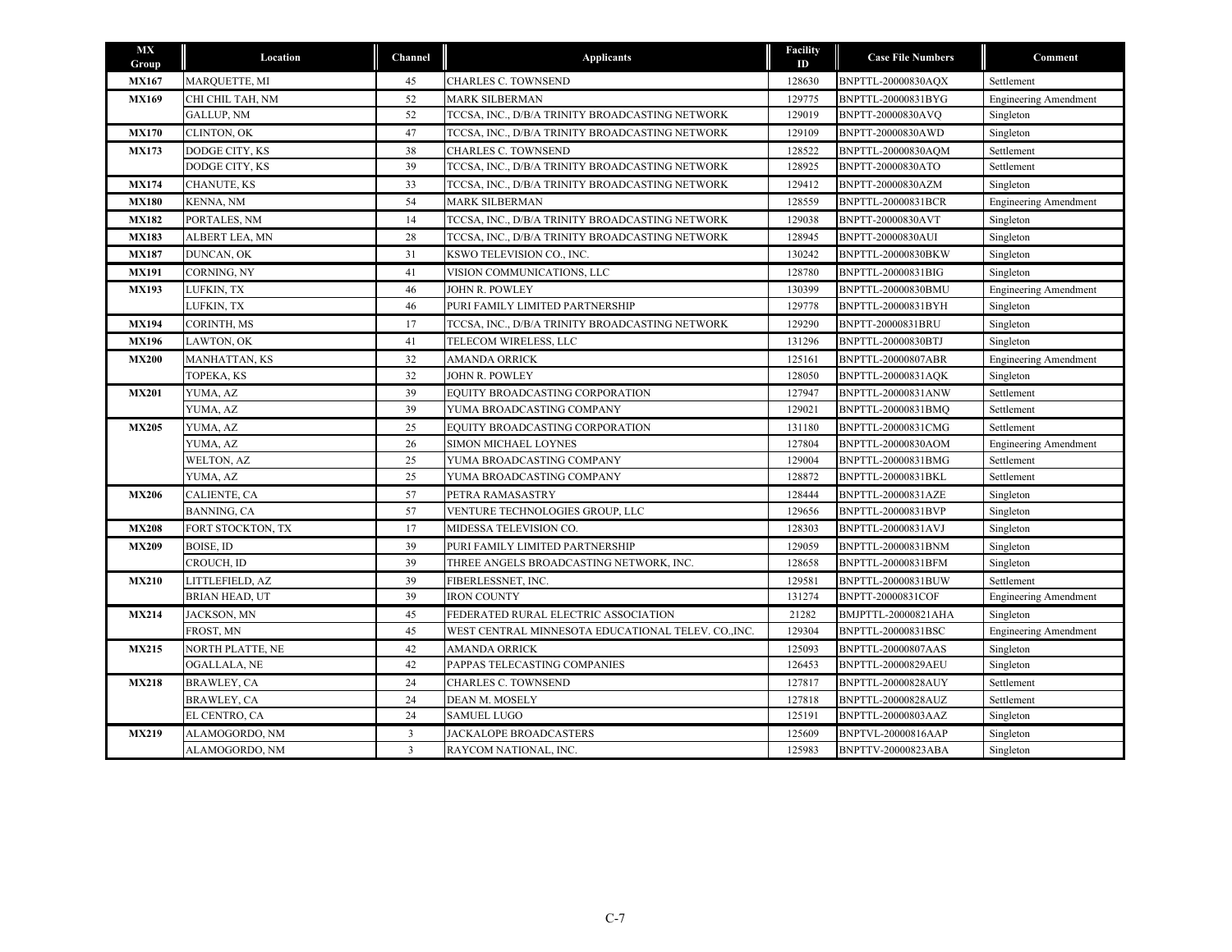| MX Group | Location | Channel | Applicants | Facility ID | Case File Numbers | Comment |
| --- | --- | --- | --- | --- | --- | --- |
| **MX167** | MARQUETTE, MI | 45 | CHARLES C. TOWNSEND | 128630 | BNPTTL-20000830AQX | Settlement |
| **MX169** | CHI CHIL TAH, NM | 52 | MARK SILBERMAN | 129775 | BNPTTL-20000831BYG | Engineering Amendment |
| | GALLUP, NM | 52 | TCCSA, INC., D/B/A TRINITY BROADCASTING NETWORK | 129019 | BNPTT-20000830AVQ | Singleton |
| **MX170** | CLINTON, OK | 47 | TCCSA, INC., D/B/A TRINITY BROADCASTING NETWORK | 129109 | BNPTT-20000830AWD | Singleton |
| **MX173** | DODGE CITY, KS | 38 | CHARLES C. TOWNSEND | 128522 | BNPTTL-20000830AQM | Settlement |
| | DODGE CITY, KS | 39 | TCCSA, INC., D/B/A TRINITY BROADCASTING NETWORK | 128925 | BNPTT-20000830ATO | Settlement |
| **MX174** | CHANUTE, KS | 33 | TCCSA, INC., D/B/A TRINITY BROADCASTING NETWORK | 129412 | BNPTT-20000830AZM | Singleton |
| **MX180** | KENNA, NM | 54 | MARK SILBERMAN | 128559 | BNPTTL-20000831BCR | Engineering Amendment |
| **MX182** | PORTALES, NM | 14 | TCCSA, INC., D/B/A TRINITY BROADCASTING NETWORK | 129038 | BNPTT-20000830AVT | Singleton |
| **MX183** | ALBERT LEA, MN | 28 | TCCSA, INC., D/B/A TRINITY BROADCASTING NETWORK | 128945 | BNPTT-20000830AUI | Singleton |
| **MX187** | DUNCAN, OK | 31 | KSWO TELEVISION CO., INC. | 130242 | BNPTTL-20000830BKW | Singleton |
| **MX191** | CORNING, NY | 41 | VISION COMMUNICATIONS, LLC | 128780 | BNPTTL-20000831BIG | Singleton |
| **MX193** | LUFKIN, TX | 46 | JOHN R. POWLEY | 130399 | BNPTTL-20000830BMU | Engineering Amendment |
| | LUFKIN, TX | 46 | PURI FAMILY LIMITED PARTNERSHIP | 129778 | BNPTTL-20000831BYH | Singleton |
| **MX194** | CORINTH, MS | 17 | TCCSA, INC., D/B/A TRINITY BROADCASTING NETWORK | 129290 | BNPTT-20000831BRU | Singleton |
| **MX196** | LAWTON, OK | 41 | TELECOM WIRELESS, LLC | 131296 | BNPTTL-20000830BTJ | Singleton |
| **MX200** | MANHATTAN, KS | 32 | AMANDA ORRICK | 125161 | BNPTTL-20000807ABR | Engineering Amendment |
| | TOPEKA, KS | 32 | JOHN R. POWLEY | 128050 | BNPTTL-20000831AQK | Singleton |
| **MX201** | YUMA, AZ | 39 | EQUITY BROADCASTING CORPORATION | 127947 | BNPTTL-20000831ANW | Settlement |
| | YUMA, AZ | 39 | YUMA BROADCASTING COMPANY | 129021 | BNPTTL-20000831BMQ | Settlement |
| **MX205** | YUMA, AZ | 25 | EQUITY BROADCASTING CORPORATION | 131180 | BNPTTL-20000831CMG | Settlement |
| | YUMA, AZ | 26 | SIMON MICHAEL LOYNES | 127804 | BNPTTL-20000830AOM | Engineering Amendment |
| | WELTON, AZ | 25 | YUMA BROADCASTING COMPANY | 129004 | BNPTTL-20000831BMG | Settlement |
| | YUMA, AZ | 25 | YUMA BROADCASTING COMPANY | 128872 | BNPTTL-20000831BKL | Settlement |
| **MX206** | CALIENTE, CA | 57 | PETRA RAMASASTRY | 128444 | BNPTTL-20000831AZE | Singleton |
| | BANNING, CA | 57 | VENTURE TECHNOLOGIES GROUP, LLC | 129656 | BNPTTL-20000831BVP | Singleton |
| **MX208** | FORT STOCKTON, TX | 17 | MIDESSA TELEVISION CO. | 128303 | BNPTTL-20000831AVJ | Singleton |
| **MX209** | BOISE, ID | 39 | PURI FAMILY LIMITED PARTNERSHIP | 129059 | BNPTTL-20000831BNM | Singleton |
| | CROUCH, ID | 39 | THREE ANGELS BROADCASTING NETWORK, INC. | 128658 | BNPTTL-20000831BFM | Singleton |
| **MX210** | LITTLEFIELD, AZ | 39 | FIBERLESSNET, INC. | 129581 | BNPTTL-20000831BUW | Settlement |
| | BRIAN HEAD, UT | 39 | IRON COUNTY | 131274 | BNPTT-20000831COF | Engineering Amendment |
| **MX214** | JACKSON, MN | 45 | FEDERATED RURAL ELECTRIC ASSOCIATION | 21282 | BMJPTTL-20000821AHA | Singleton |
| | FROST, MN | 45 | WEST CENTRAL MINNESOTA EDUCATIONAL TELEV. CO.,INC. | 129304 | BNPTTL-20000831BSC | Engineering Amendment |
| **MX215** | NORTH PLATTE, NE | 42 | AMANDA ORRICK | 125093 | BNPTTL-20000807AAS | Singleton |
| | OGALLALA, NE | 42 | PAPPAS TELECASTING COMPANIES | 126453 | BNPTTL-20000829AEU | Singleton |
| **MX218** | BRAWLEY, CA | 24 | CHARLES C. TOWNSEND | 127817 | BNPTTL-20000828AUY | Settlement |
| | BRAWLEY, CA | 24 | DEAN M. MOSELY | 127818 | BNPTTL-20000828AUZ | Settlement |
| | EL CENTRO, CA | 24 | SAMUEL LUGO | 125191 | BNPTTL-20000803AAZ | Singleton |
| **MX219** | ALAMOGORDO, NM | 3 | JACKALOPE BROADCASTERS | 125609 | BNPTVL-20000816AAP | Singleton |
| | ALAMOGORDO, NM | 3 | RAYCOM NATIONAL, INC. | 125983 | BNPTTV-20000823ABA | Singleton |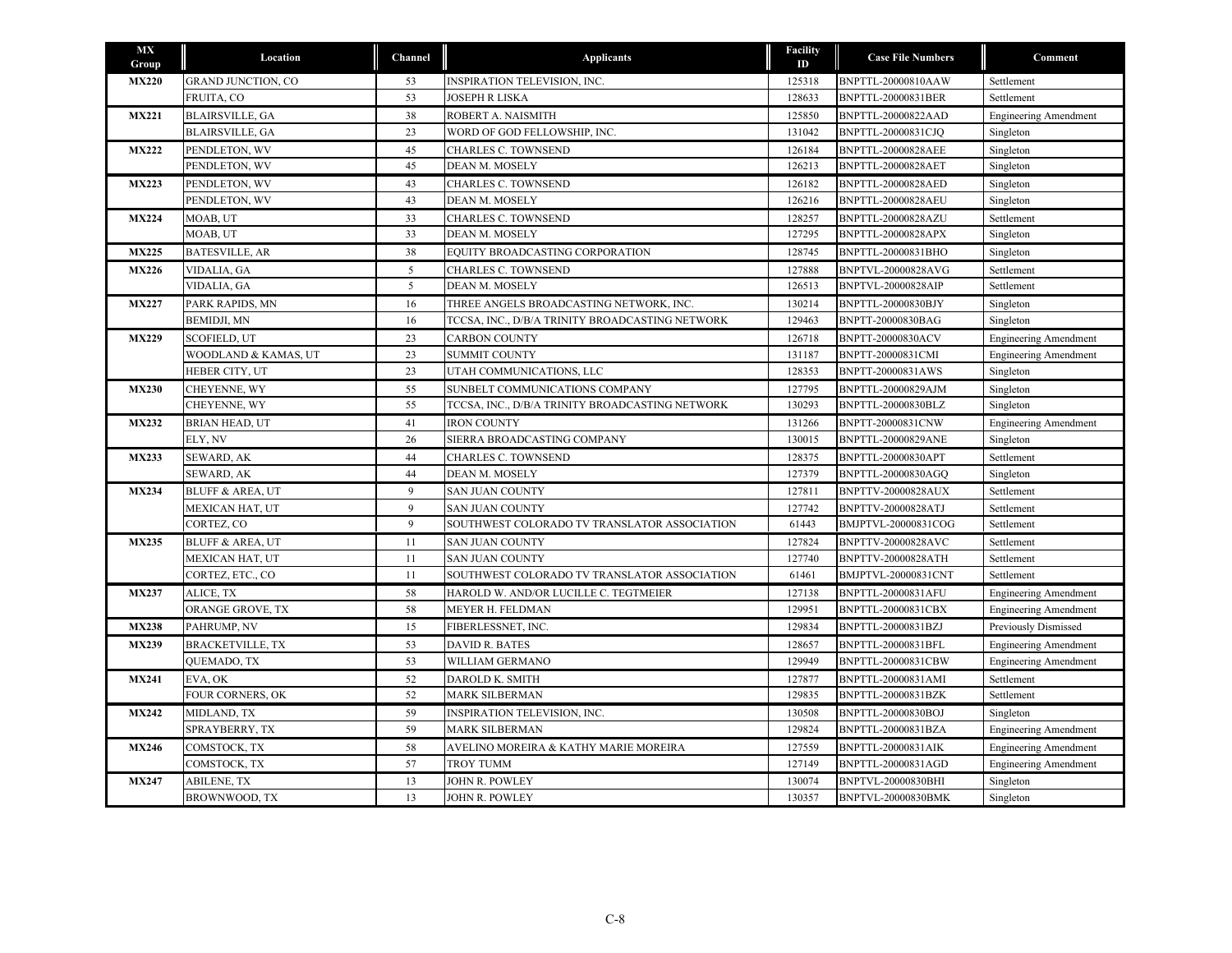| MX Group | Location | Channel | Applicants | Facility ID | Case File Numbers | Comment |
|---|---|---|---|---|---|---|
| **MX220** | GRAND JUNCTION, CO | 53 | INSPIRATION TELEVISION, INC. | 125318 | BNPTTL-20000810AAW | Settlement |
| | FRUITA, CO | 53 | JOSEPH R LISKA | 128633 | BNPTTL-20000831BER | Settlement |
| **MX221** | BLAIRSVILLE, GA | 38 | ROBERT A. NAISMITH | 125850 | BNPTTL-20000822AAD | Engineering Amendment |
| | BLAIRSVILLE, GA | 23 | WORD OF GOD FELLOWSHIP, INC. | 131042 | BNPTTL-20000831CJQ | Singleton |
| **MX222** | PENDLETON, WV | 45 | CHARLES C. TOWNSEND | 126184 | BNPTTL-20000828AEE | Singleton |
| | PENDLETON, WV | 45 | DEAN M. MOSELY | 126213 | BNPTTL-20000828AET | Singleton |
| **MX223** | PENDLETON, WV | 43 | CHARLES C. TOWNSEND | 126182 | BNPTTL-20000828AED | Singleton |
| | PENDLETON, WV | 43 | DEAN M. MOSELY | 126216 | BNPTTL-20000828AEU | Singleton |
| **MX224** | MOAB, UT | 33 | CHARLES C. TOWNSEND | 128257 | BNPTTL-20000828AZU | Settlement |
| | MOAB, UT | 33 | DEAN M. MOSELY | 127295 | BNPTTL-20000828APX | Singleton |
| **MX225** | BATESVILLE, AR | 38 | EQUITY BROADCASTING CORPORATION | 128745 | BNPTTL-20000831BHO | Singleton |
| **MX226** | VIDALIA, GA | 5 | CHARLES C. TOWNSEND | 127888 | BNPTVL-20000828AVG | Settlement |
| | VIDALIA, GA | 5 | DEAN M. MOSELY | 126513 | BNPTVL-20000828AIP | Settlement |
| **MX227** | PARK RAPIDS, MN | 16 | THREE ANGELS BROADCASTING NETWORK, INC. | 130214 | BNPTTL-20000830BJY | Singleton |
| | BEMIDJI, MN | 16 | TCCSA, INC., D/B/A TRINITY BROADCASTING NETWORK | 129463 | BNPTT-20000830BAG | Singleton |
| **MX229** | SCOFIELD, UT | 23 | CARBON COUNTY | 126718 | BNPTT-20000830ACV | Engineering Amendment |
| | WOODLAND & KAMAS, UT | 23 | SUMMIT COUNTY | 131187 | BNPTT-20000831CMI | Engineering Amendment |
| | HEBER CITY, UT | 23 | UTAH COMMUNICATIONS, LLC | 128353 | BNPTT-20000831AWS | Singleton |
| **MX230** | CHEYENNE, WY | 55 | SUNBELT COMMUNICATIONS COMPANY | 127795 | BNPTTL-20000829AJM | Singleton |
| | CHEYENNE, WY | 55 | TCCSA, INC., D/B/A TRINITY BROADCASTING NETWORK | 130293 | BNPTTL-20000830BLZ | Singleton |
| **MX232** | BRIAN HEAD, UT | 41 | IRON COUNTY | 131266 | BNPTT-20000831CNW | Engineering Amendment |
| | ELY, NV | 26 | SIERRA BROADCASTING COMPANY | 130015 | BNPTTL-20000829ANE | Singleton |
| **MX233** | SEWARD, AK | 44 | CHARLES C. TOWNSEND | 128375 | BNPTTL-20000830APT | Settlement |
| | SEWARD, AK | 44 | DEAN M. MOSELY | 127379 | BNPTTL-20000830AGQ | Singleton |
| **MX234** | BLUFF & AREA, UT | 9 | SAN JUAN COUNTY | 127811 | BNPTTV-20000828AUX | Settlement |
| | MEXICAN HAT, UT | 9 | SAN JUAN COUNTY | 127742 | BNPTTV-20000828ATJ | Settlement |
| | CORTEZ, CO | 9 | SOUTHWEST COLORADO TV TRANSLATOR ASSOCIATION | 61443 | BMJPTVL-20000831COG | Settlement |
| **MX235** | BLUFF & AREA, UT | 11 | SAN JUAN COUNTY | 127824 | BNPTTV-20000828AVC | Settlement |
| | MEXICAN HAT, UT | 11 | SAN JUAN COUNTY | 127740 | BNPTTV-20000828ATH | Settlement |
| | CORTEZ, ETC., CO | 11 | SOUTHWEST COLORADO TV TRANSLATOR ASSOCIATION | 61461 | BMJPTVL-20000831CNT | Settlement |
| **MX237** | ALICE, TX | 58 | HAROLD W. AND/OR LUCILLE C. TEGTMEIER | 127138 | BNPTTL-20000831AFU | Engineering Amendment |
| | ORANGE GROVE, TX | 58 | MEYER H. FELDMAN | 129951 | BNPTTL-20000831CBX | Engineering Amendment |
| **MX238** | PAHRUMP, NV | 15 | FIBERLESSNET, INC. | 129834 | BNPTTL-20000831BZJ | Previously Dismissed |
| **MX239** | BRACKETVILLE, TX | 53 | DAVID R. BATES | 128657 | BNPTTL-20000831BFL | Engineering Amendment |
| | QUEMADO, TX | 53 | WILLIAM GERMANO | 129949 | BNPTTL-20000831CBW | Engineering Amendment |
| **MX241** | EVA, OK | 52 | DAROLD K. SMITH | 127877 | BNPTTL-20000831AMI | Settlement |
| | FOUR CORNERS, OK | 52 | MARK SILBERMAN | 129835 | BNPTTL-20000831BZK | Settlement |
| **MX242** | MIDLAND, TX | 59 | INSPIRATION TELEVISION, INC. | 130508 | BNPTTL-20000830BOJ | Singleton |
| | SPRAYBERRY, TX | 59 | MARK SILBERMAN | 129824 | BNPTTL-20000831BZA | Engineering Amendment |
| **MX246** | COMSTOCK, TX | 58 | AVELINO MOREIRA & KATHY MARIE MOREIRA | 127559 | BNPTTL-20000831AIK | Engineering Amendment |
| | COMSTOCK, TX | 57 | TROY TUMM | 127149 | BNPTTL-20000831AGD | Engineering Amendment |
| **MX247** | ABILENE, TX | 13 | JOHN R. POWLEY | 130074 | BNPTVL-20000830BHI | Singleton |
| | BROWNWOOD, TX | 13 | JOHN R. POWLEY | 130357 | BNPTVL-20000830BMK | Singleton |